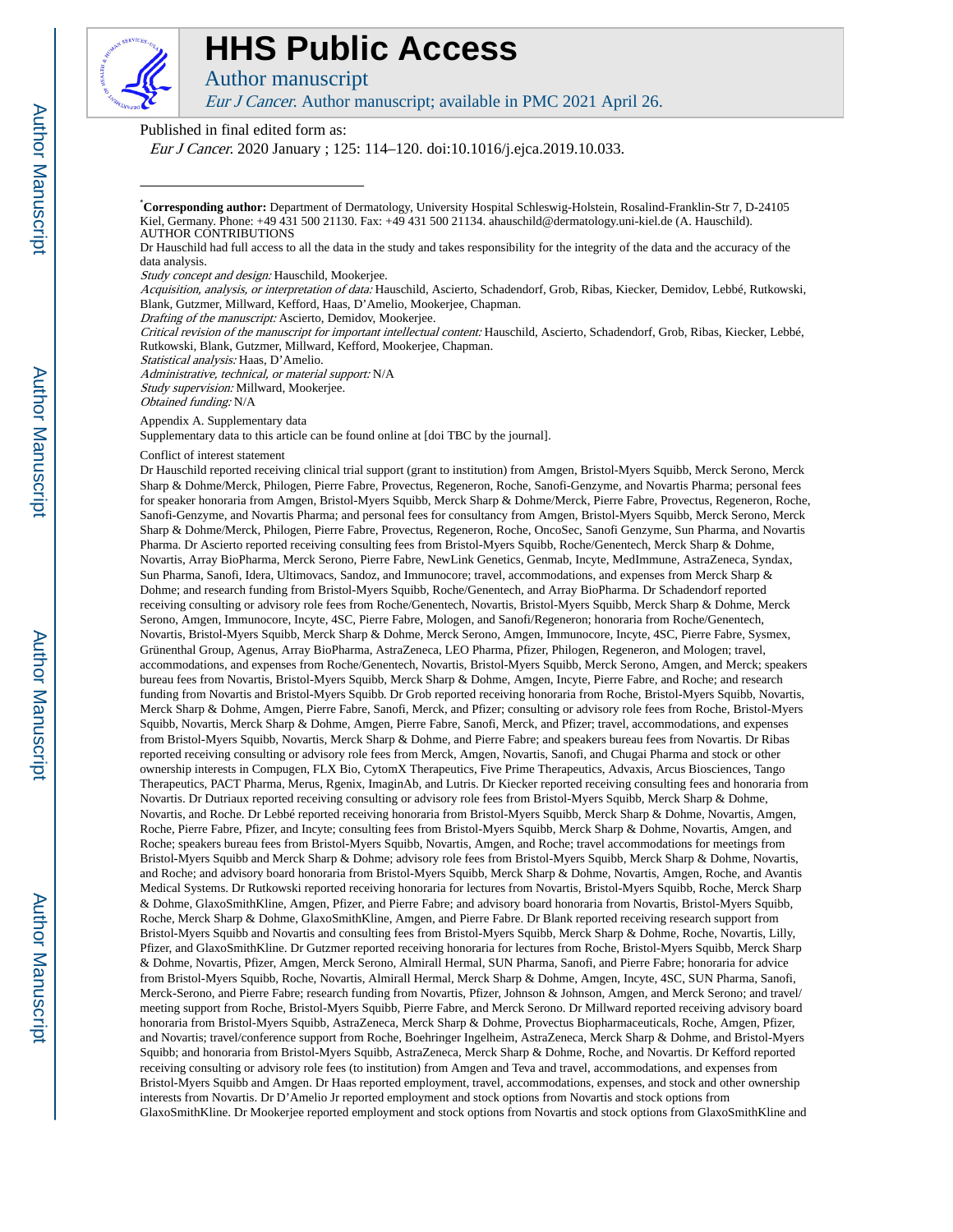# HHS Public Access

## Author manuscript

*Eur J Cancer*. Author manuscript; available in PMC 2021 April 26.

Published in final edited form as:

*Eur J Cancer*. 2020 January ; 125: 114–120. doi:10.1016/j.ejca.2019.10.033.

---

\***Corresponding author:** Department of Dermatology, University Hospital Schleswig-Holstein, Rosalind-Franklin-Str 7, D-24105 Kiel, Germany. Phone: +49 431 500 21130. Fax: +49 431 500 21134. ahauschild@dermatology.uni-kiel.de (A. Hauschild).

AUTHOR CONTRIBUTIONS

Dr Hauschild had full access to all the data in the study and takes responsibility for the integrity of the data and the accuracy of the data analysis.

*Study concept and design:* Hauschild, Mookerjee.

*Acquisition, analysis, or interpretation of data:* Hauschild, Ascierto, Schadendorf, Grob, Ribas, Kiecker, Demidov, Lebbé, Rutkowski, Blank, Gutzmer, Millward, Kefford, Haas, D'Amelio, Mookerjee, Chapman.

*Drafting of the manuscript:* Ascierto, Demidov, Mookerjee.

*Critical revision of the manuscript for important intellectual content:* Hauschild, Ascierto, Schadendorf, Grob, Ribas, Kiecker, Lebbé, Rutkowski, Blank, Gutzmer, Millward, Kefford, Mookerjee, Chapman.

*Statistical analysis:* Haas, D'Amelio.

*Administrative, technical, or material support:* N/A

*Study supervision:* Millward, Mookerjee.

*Obtained funding:* N/A

Appendix A. Supplementary data

Supplementary data to this article can be found online at [doi TBC by the journal].

Conflict of interest statement

Dr Hauschild reported receiving clinical trial support (grant to institution) from Amgen, Bristol-Myers Squibb, Merck Serono, Merck Sharp & Dohme/Merck, Philogen, Pierre Fabre, Provectus, Regeneron, Roche, Sanofi-Genzyme, and Novartis Pharma; personal fees for speaker honoraria from Amgen, Bristol-Myers Squibb, Merck Sharp & Dohme/Merck, Pierre Fabre, Provectus, Regeneron, Roche, Sanofi-Genzyme, and Novartis Pharma; and personal fees for consultancy from Amgen, Bristol-Myers Squibb, Merck Serono, Merck Sharp & Dohme/Merck, Philogen, Pierre Fabre, Provectus, Regeneron, Roche, OncoSec, Sanofi Genzyme, Sun Pharma, and Novartis Pharma. Dr Ascierto reported receiving consulting fees from Bristol-Myers Squibb, Roche/Genentech, Merck Sharp & Dohme, Novartis, Array BioPharma, Merck Serono, Pierre Fabre, NewLink Genetics, Genmab, Incyte, MedImmune, AstraZeneca, Syndax, Sun Pharma, Sanofi, Idera, Ultimovacs, Sandoz, and Immunocore; travel, accommodations, and expenses from Merck Sharp & Dohme; and research funding from Bristol-Myers Squibb, Roche/Genentech, and Array BioPharma. Dr Schadendorf reported receiving consulting or advisory role fees from Roche/Genentech, Novartis, Bristol-Myers Squibb, Merck Sharp & Dohme, Merck Serono, Amgen, Immunocore, Incyte, 4SC, Pierre Fabre, Mologen, and Sanofi/Regeneron; honoraria from Roche/Genentech, Novartis, Bristol-Myers Squibb, Merck Sharp & Dohme, Merck Serono, Amgen, Immunocore, Incyte, 4SC, Pierre Fabre, Sysmex, Grünenthal Group, Agenus, Array BioPharma, AstraZeneca, LEO Pharma, Pfizer, Philogen, Regeneron, and Mologen; travel, accommodations, and expenses from Roche/Genentech, Novartis, Bristol-Myers Squibb, Merck Serono, Amgen, and Merck; speakers bureau fees from Novartis, Bristol-Myers Squibb, Merck Sharp & Dohme, Amgen, Incyte, Pierre Fabre, and Roche; and research funding from Novartis and Bristol-Myers Squibb. Dr Grob reported receiving honoraria from Roche, Bristol-Myers Squibb, Novartis, Merck Sharp & Dohme, Amgen, Pierre Fabre, Sanofi, Merck, and Pfizer; consulting or advisory role fees from Roche, Bristol-Myers Squibb, Novartis, Merck Sharp & Dohme, Amgen, Pierre Fabre, Sanofi, Merck, and Pfizer; travel, accommodations, and expenses from Bristol-Myers Squibb, Novartis, Merck Sharp & Dohme, and Pierre Fabre; and speakers bureau fees from Novartis. Dr Ribas reported receiving consulting or advisory role fees from Merck, Amgen, Novartis, Sanofi, and Chugai Pharma and stock or other ownership interests in Compugen, FLX Bio, CytomX Therapeutics, Five Prime Therapeutics, Advaxis, Arcus Biosciences, Tango Therapeutics, PACT Pharma, Merus, Rgenix, ImaginAb, and Lutris. Dr Kiecker reported receiving consulting fees and honoraria from Novartis. Dr Dutriaux reported receiving consulting or advisory role fees from Bristol-Myers Squibb, Merck Sharp & Dohme, Novartis, and Roche. Dr Lebbé reported receiving honoraria from Bristol-Myers Squibb, Merck Sharp & Dohme, Novartis, Amgen, Roche, Pierre Fabre, Pfizer, and Incyte; consulting fees from Bristol-Myers Squibb, Merck Sharp & Dohme, Novartis, Amgen, and Roche; speakers bureau fees from Bristol-Myers Squibb, Novartis, Amgen, and Roche; travel accommodations for meetings from Bristol-Myers Squibb and Merck Sharp & Dohme; advisory role fees from Bristol-Myers Squibb, Merck Sharp & Dohme, Novartis, and Roche; and advisory board honoraria from Bristol-Myers Squibb, Merck Sharp & Dohme, Novartis, Amgen, Roche, and Avantis Medical Systems. Dr Rutkowski reported receiving honoraria for lectures from Novartis, Bristol-Myers Squibb, Roche, Merck Sharp & Dohme, GlaxoSmithKline, Amgen, Pfizer, and Pierre Fabre; and advisory board honoraria from Novartis, Bristol-Myers Squibb, Roche, Merck Sharp & Dohme, GlaxoSmithKline, Amgen, and Pierre Fabre. Dr Blank reported receiving research support from Bristol-Myers Squibb and Novartis and consulting fees from Bristol-Myers Squibb, Merck Sharp & Dohme, Roche, Novartis, Lilly, Pfizer, and GlaxoSmithKline. Dr Gutzmer reported receiving honoraria for lectures from Roche, Bristol-Myers Squibb, Merck Sharp & Dohme, Novartis, Pfizer, Amgen, Merck Serono, Almirall Hermal, SUN Pharma, Sanofi, and Pierre Fabre; honoraria for advice from Bristol-Myers Squibb, Roche, Novartis, Almirall Hermal, Merck Sharp & Dohme, Amgen, Incyte, 4SC, SUN Pharma, Sanofi, Merck-Serono, and Pierre Fabre; research funding from Novartis, Pfizer, Johnson & Johnson, Amgen, and Merck Serono; and travel/meeting support from Roche, Bristol-Myers Squibb, Pierre Fabre, and Merck Serono. Dr Millward reported receiving advisory board honoraria from Bristol-Myers Squibb, AstraZeneca, Merck Sharp & Dohme, Provectus Biopharmaceuticals, Roche, Amgen, Pfizer, and Novartis; travel/conference support from Roche, Boehringer Ingelheim, AstraZeneca, Merck Sharp & Dohme, and Bristol-Myers Squibb; and honoraria from Bristol-Myers Squibb, AstraZeneca, Merck Sharp & Dohme, Roche, and Novartis. Dr Kefford reported receiving consulting or advisory role fees (to institution) from Amgen and Teva and travel, accommodations, and expenses from Bristol-Myers Squibb and Amgen. Dr Haas reported employment, travel, accommodations, expenses, and stock and other ownership interests from Novartis. Dr D'Amelio Jr reported employment and stock options from Novartis and stock options from GlaxoSmithKline. Dr Mookerjee reported employment and stock options from Novartis and stock options from GlaxoSmithKline and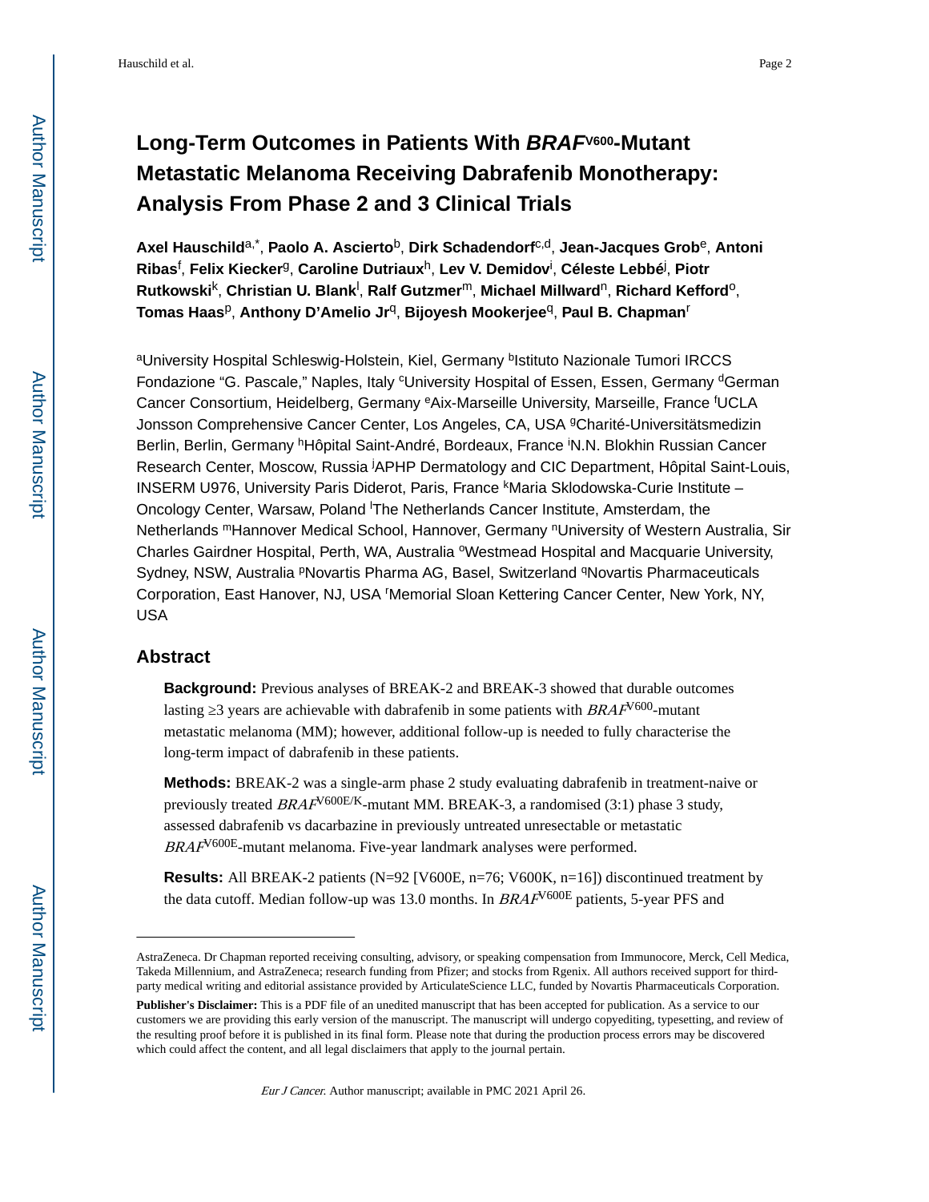# Long-Term Outcomes in Patients With *BRAF*$^{V600}$-Mutant Metastatic Melanoma Receiving Dabrafenib Monotherapy: Analysis From Phase 2 and 3 Clinical Trials

**Axel Hauschild**[a,*], **Paolo A. Ascierto**[b], **Dirk Schadendorf**[c,d], **Jean-Jacques Grob**[e], **Antoni Ribas**[f], **Felix Kiecker**[g], **Caroline Dutriaux**[h], **Lev V. Demidov**[i], **Céleste Lebbé**[j], **Piotr Rutkowski**[k], **Christian U. Blank**[l], **Ralf Gutzmer**[m], **Michael Millward**[n], **Richard Kefford**[o], **Tomas Haas**[p], **Anthony D'Amelio Jr**[q], **Bijoyesh Mookerjee**[q], **Paul B. Chapman**[r]

[a]University Hospital Schleswig-Holstein, Kiel, Germany [b]Istituto Nazionale Tumori IRCCS Fondazione "G. Pascale," Naples, Italy [c]University Hospital of Essen, Essen, Germany [d]German Cancer Consortium, Heidelberg, Germany [e]Aix-Marseille University, Marseille, France [f]UCLA Jonsson Comprehensive Cancer Center, Los Angeles, CA, USA [g]Charité-Universitätsmedizin Berlin, Berlin, Germany [h]Hôpital Saint-André, Bordeaux, France [i]N.N. Blokhin Russian Cancer Research Center, Moscow, Russia [j]APHP Dermatology and CIC Department, Hôpital Saint-Louis, INSERM U976, University Paris Diderot, Paris, France [k]Maria Sklodowska-Curie Institute – Oncology Center, Warsaw, Poland [l]The Netherlands Cancer Institute, Amsterdam, the Netherlands [m]Hannover Medical School, Hannover, Germany [n]University of Western Australia, Sir Charles Gairdner Hospital, Perth, WA, Australia [o]Westmead Hospital and Macquarie University, Sydney, NSW, Australia [p]Novartis Pharma AG, Basel, Switzerland [q]Novartis Pharmaceuticals Corporation, East Hanover, NJ, USA [r]Memorial Sloan Kettering Cancer Center, New York, NY, USA

## Abstract

**Background:** Previous analyses of BREAK-2 and BREAK-3 showed that durable outcomes lasting ≥3 years are achievable with dabrafenib in some patients with *BRAF*$^{V600}$-mutant metastatic melanoma (MM); however, additional follow-up is needed to fully characterise the long-term impact of dabrafenib in these patients.

**Methods:** BREAK-2 was a single-arm phase 2 study evaluating dabrafenib in treatment-naive or previously treated *BRAF*$^{V600E/K}$-mutant MM. BREAK-3, a randomised (3:1) phase 3 study, assessed dabrafenib vs dacarbazine in previously untreated unresectable or metastatic *BRAF*$^{V600E}$-mutant melanoma. Five-year landmark analyses were performed.

**Results:** All BREAK-2 patients (N=92 [V600E, n=76; V600K, n=16]) discontinued treatment by the data cutoff. Median follow-up was 13.0 months. In *BRAF*$^{V600E}$ patients, 5-year PFS and

AstraZeneca. Dr Chapman reported receiving consulting, advisory, or speaking compensation from Immunocore, Merck, Cell Medica, Takeda Millennium, and AstraZeneca; research funding from Pfizer; and stocks from Rgenix. All authors received support for third-party medical writing and editorial assistance provided by ArticulateScience LLC, funded by Novartis Pharmaceuticals Corporation.

**Publisher's Disclaimer:** This is a PDF file of an unedited manuscript that has been accepted for publication. As a service to our customers we are providing this early version of the manuscript. The manuscript will undergo copyediting, typesetting, and review of the resulting proof before it is published in its final form. Please note that during the production process errors may be discovered which could affect the content, and all legal disclaimers that apply to the journal pertain.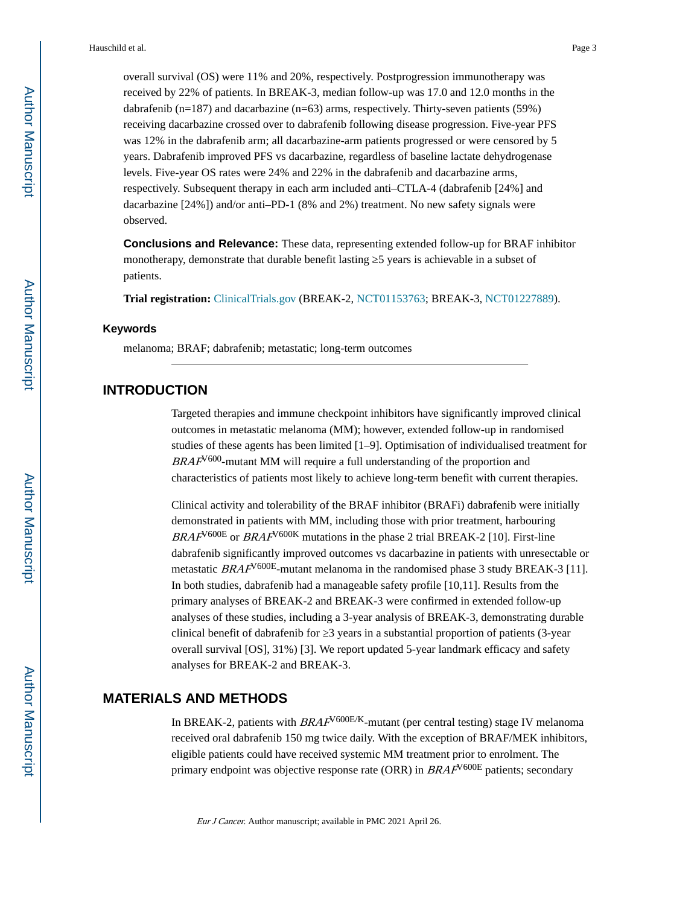overall survival (OS) were 11% and 20%, respectively. Postprogression immunotherapy was received by 22% of patients. In BREAK-3, median follow-up was 17.0 and 12.0 months in the dabrafenib (n=187) and dacarbazine (n=63) arms, respectively. Thirty-seven patients (59%) receiving dacarbazine crossed over to dabrafenib following disease progression. Five-year PFS was 12% in the dabrafenib arm; all dacarbazine-arm patients progressed or were censored by 5 years. Dabrafenib improved PFS vs dacarbazine, regardless of baseline lactate dehydrogenase levels. Five-year OS rates were 24% and 22% in the dabrafenib and dacarbazine arms, respectively. Subsequent therapy in each arm included anti–CTLA-4 (dabrafenib [24%] and dacarbazine [24%]) and/or anti–PD-1 (8% and 2%) treatment. No new safety signals were observed.

**Conclusions and Relevance:** These data, representing extended follow-up for BRAF inhibitor monotherapy, demonstrate that durable benefit lasting ≥5 years is achievable in a subset of patients.

**Trial registration:** ClinicalTrials.gov (BREAK-2, NCT01153763; BREAK-3, NCT01227889).

### Keywords

melanoma; BRAF; dabrafenib; metastatic; long-term outcomes

## INTRODUCTION

Targeted therapies and immune checkpoint inhibitors have significantly improved clinical outcomes in metastatic melanoma (MM); however, extended follow-up in randomised studies of these agents has been limited [1–9]. Optimisation of individualised treatment for *BRAF*$^{V600}$-mutant MM will require a full understanding of the proportion and characteristics of patients most likely to achieve long-term benefit with current therapies.

Clinical activity and tolerability of the BRAF inhibitor (BRAFi) dabrafenib were initially demonstrated in patients with MM, including those with prior treatment, harbouring *BRAF*$^{V600E}$ or *BRAF*$^{V600K}$ mutations in the phase 2 trial BREAK-2 [10]. First-line dabrafenib significantly improved outcomes vs dacarbazine in patients with unresectable or metastatic *BRAF*$^{V600E}$-mutant melanoma in the randomised phase 3 study BREAK-3 [11]. In both studies, dabrafenib had a manageable safety profile [10,11]. Results from the primary analyses of BREAK-2 and BREAK-3 were confirmed in extended follow-up analyses of these studies, including a 3-year analysis of BREAK-3, demonstrating durable clinical benefit of dabrafenib for ≥3 years in a substantial proportion of patients (3-year overall survival [OS], 31%) [3]. We report updated 5-year landmark efficacy and safety analyses for BREAK-2 and BREAK-3.

## MATERIALS AND METHODS

In BREAK-2, patients with *BRAF*$^{V600E/K}$-mutant (per central testing) stage IV melanoma received oral dabrafenib 150 mg twice daily. With the exception of BRAF/MEK inhibitors, eligible patients could have received systemic MM treatment prior to enrolment. The primary endpoint was objective response rate (ORR) in *BRAF*$^{V600E}$ patients; secondary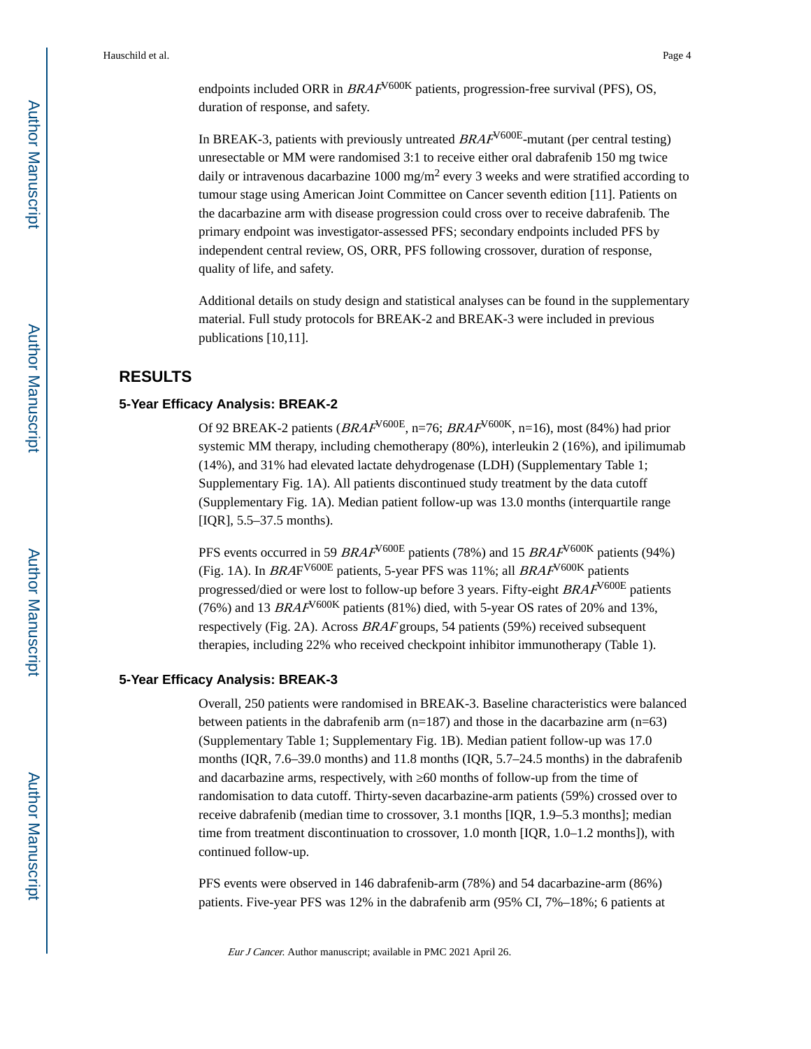endpoints included ORR in *BRAF*$^{V600K}$ patients, progression-free survival (PFS), OS, duration of response, and safety.

In BREAK-3, patients with previously untreated *BRAF*$^{V600E}$-mutant (per central testing) unresectable or MM were randomised 3:1 to receive either oral dabrafenib 150 mg twice daily or intravenous dacarbazine 1000 mg/m$^2$ every 3 weeks and were stratified according to tumour stage using American Joint Committee on Cancer seventh edition [11]. Patients on the dacarbazine arm with disease progression could cross over to receive dabrafenib. The primary endpoint was investigator-assessed PFS; secondary endpoints included PFS by independent central review, OS, ORR, PFS following crossover, duration of response, quality of life, and safety.

Additional details on study design and statistical analyses can be found in the supplementary material. Full study protocols for BREAK-2 and BREAK-3 were included in previous publications [10,11].

## RESULTS

### 5-Year Efficacy Analysis: BREAK-2

Of 92 BREAK-2 patients (*BRAF*$^{V600E}$, n=76; *BRAF*$^{V600K}$, n=16), most (84%) had prior systemic MM therapy, including chemotherapy (80%), interleukin 2 (16%), and ipilimumab (14%), and 31% had elevated lactate dehydrogenase (LDH) (Supplementary Table 1; Supplementary Fig. 1A). All patients discontinued study treatment by the data cutoff (Supplementary Fig. 1A). Median patient follow-up was 13.0 months (interquartile range [IQR], 5.5–37.5 months).

PFS events occurred in 59 *BRAF*$^{V600E}$ patients (78%) and 15 *BRAF*$^{V600K}$ patients (94%) (Fig. 1A). In *BRA*F$^{V600E}$ patients, 5-year PFS was 11%; all *BRAF*$^{V600K}$ patients progressed/died or were lost to follow-up before 3 years. Fifty-eight *BRAF*$^{V600E}$ patients (76%) and 13 *BRAF*$^{V600K}$ patients (81%) died, with 5-year OS rates of 20% and 13%, respectively (Fig. 2A). Across *BRAF* groups, 54 patients (59%) received subsequent therapies, including 22% who received checkpoint inhibitor immunotherapy (Table 1).

### 5-Year Efficacy Analysis: BREAK-3

Overall, 250 patients were randomised in BREAK-3. Baseline characteristics were balanced between patients in the dabrafenib arm (n=187) and those in the dacarbazine arm (n=63) (Supplementary Table 1; Supplementary Fig. 1B). Median patient follow-up was 17.0 months (IQR, 7.6–39.0 months) and 11.8 months (IQR, 5.7–24.5 months) in the dabrafenib and dacarbazine arms, respectively, with ≥60 months of follow-up from the time of randomisation to data cutoff. Thirty-seven dacarbazine-arm patients (59%) crossed over to receive dabrafenib (median time to crossover, 3.1 months [IQR, 1.9–5.3 months]; median time from treatment discontinuation to crossover, 1.0 month [IQR, 1.0–1.2 months]), with continued follow-up.

PFS events were observed in 146 dabrafenib-arm (78%) and 54 dacarbazine-arm (86%) patients. Five-year PFS was 12% in the dabrafenib arm (95% CI, 7%–18%; 6 patients at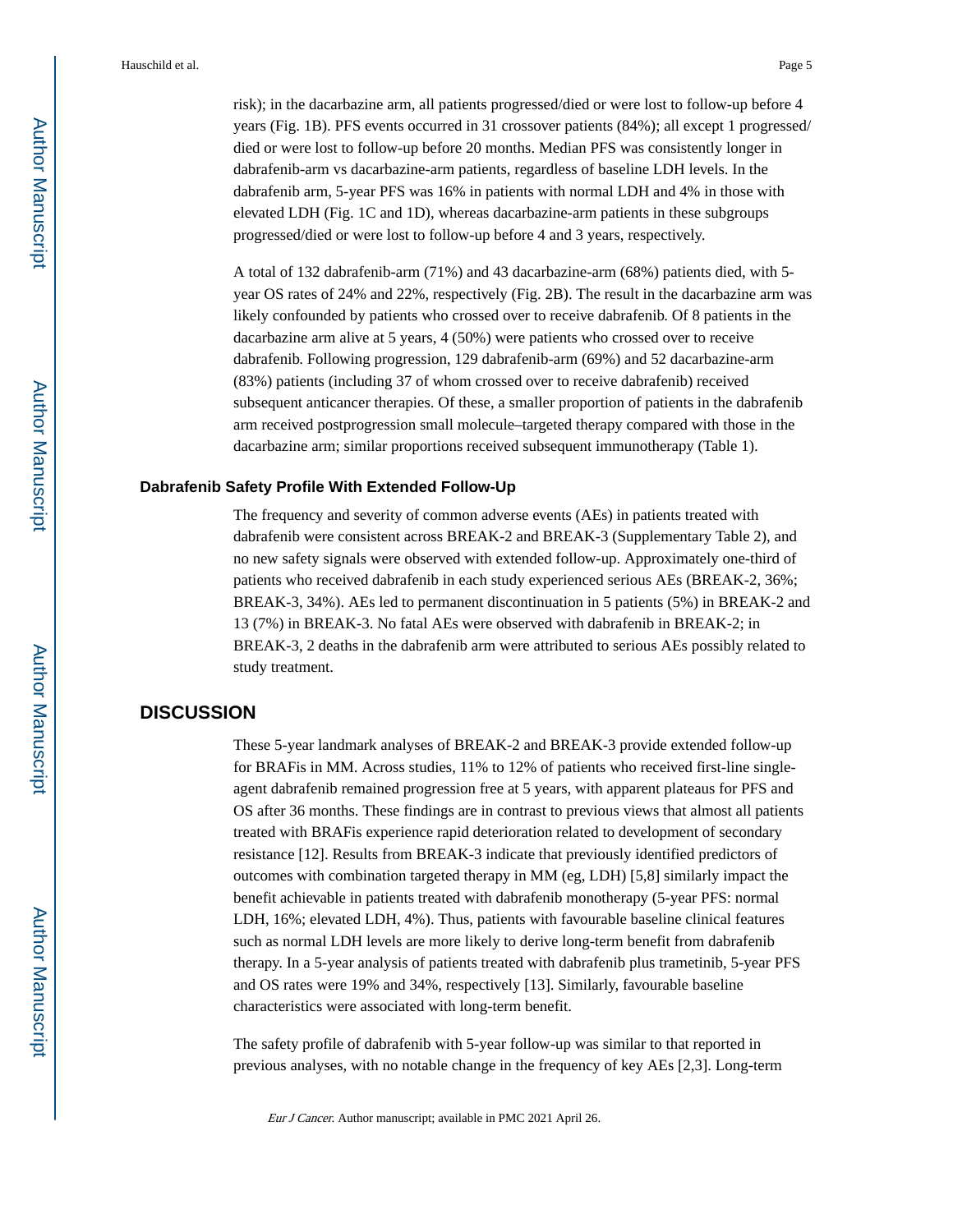risk); in the dacarbazine arm, all patients progressed/died or were lost to follow-up before 4 years (Fig. 1B). PFS events occurred in 31 crossover patients (84%); all except 1 progressed/died or were lost to follow-up before 20 months. Median PFS was consistently longer in dabrafenib-arm vs dacarbazine-arm patients, regardless of baseline LDH levels. In the dabrafenib arm, 5-year PFS was 16% in patients with normal LDH and 4% in those with elevated LDH (Fig. 1C and 1D), whereas dacarbazine-arm patients in these subgroups progressed/died or were lost to follow-up before 4 and 3 years, respectively.

A total of 132 dabrafenib-arm (71%) and 43 dacarbazine-arm (68%) patients died, with 5-year OS rates of 24% and 22%, respectively (Fig. 2B). The result in the dacarbazine arm was likely confounded by patients who crossed over to receive dabrafenib. Of 8 patients in the dacarbazine arm alive at 5 years, 4 (50%) were patients who crossed over to receive dabrafenib. Following progression, 129 dabrafenib-arm (69%) and 52 dacarbazine-arm (83%) patients (including 37 of whom crossed over to receive dabrafenib) received subsequent anticancer therapies. Of these, a smaller proportion of patients in the dabrafenib arm received postprogression small molecule–targeted therapy compared with those in the dacarbazine arm; similar proportions received subsequent immunotherapy (Table 1).

### Dabrafenib Safety Profile With Extended Follow-Up

The frequency and severity of common adverse events (AEs) in patients treated with dabrafenib were consistent across BREAK-2 and BREAK-3 (Supplementary Table 2), and no new safety signals were observed with extended follow-up. Approximately one-third of patients who received dabrafenib in each study experienced serious AEs (BREAK-2, 36%; BREAK-3, 34%). AEs led to permanent discontinuation in 5 patients (5%) in BREAK-2 and 13 (7%) in BREAK-3. No fatal AEs were observed with dabrafenib in BREAK-2; in BREAK-3, 2 deaths in the dabrafenib arm were attributed to serious AEs possibly related to study treatment.

## DISCUSSION

These 5-year landmark analyses of BREAK-2 and BREAK-3 provide extended follow-up for BRAFis in MM. Across studies, 11% to 12% of patients who received first-line single-agent dabrafenib remained progression free at 5 years, with apparent plateaus for PFS and OS after 36 months. These findings are in contrast to previous views that almost all patients treated with BRAFis experience rapid deterioration related to development of secondary resistance [12]. Results from BREAK-3 indicate that previously identified predictors of outcomes with combination targeted therapy in MM (eg, LDH) [5,8] similarly impact the benefit achievable in patients treated with dabrafenib monotherapy (5-year PFS: normal LDH, 16%; elevated LDH, 4%). Thus, patients with favourable baseline clinical features such as normal LDH levels are more likely to derive long-term benefit from dabrafenib therapy. In a 5-year analysis of patients treated with dabrafenib plus trametinib, 5-year PFS and OS rates were 19% and 34%, respectively [13]. Similarly, favourable baseline characteristics were associated with long-term benefit.

The safety profile of dabrafenib with 5-year follow-up was similar to that reported in previous analyses, with no notable change in the frequency of key AEs [2,3]. Long-term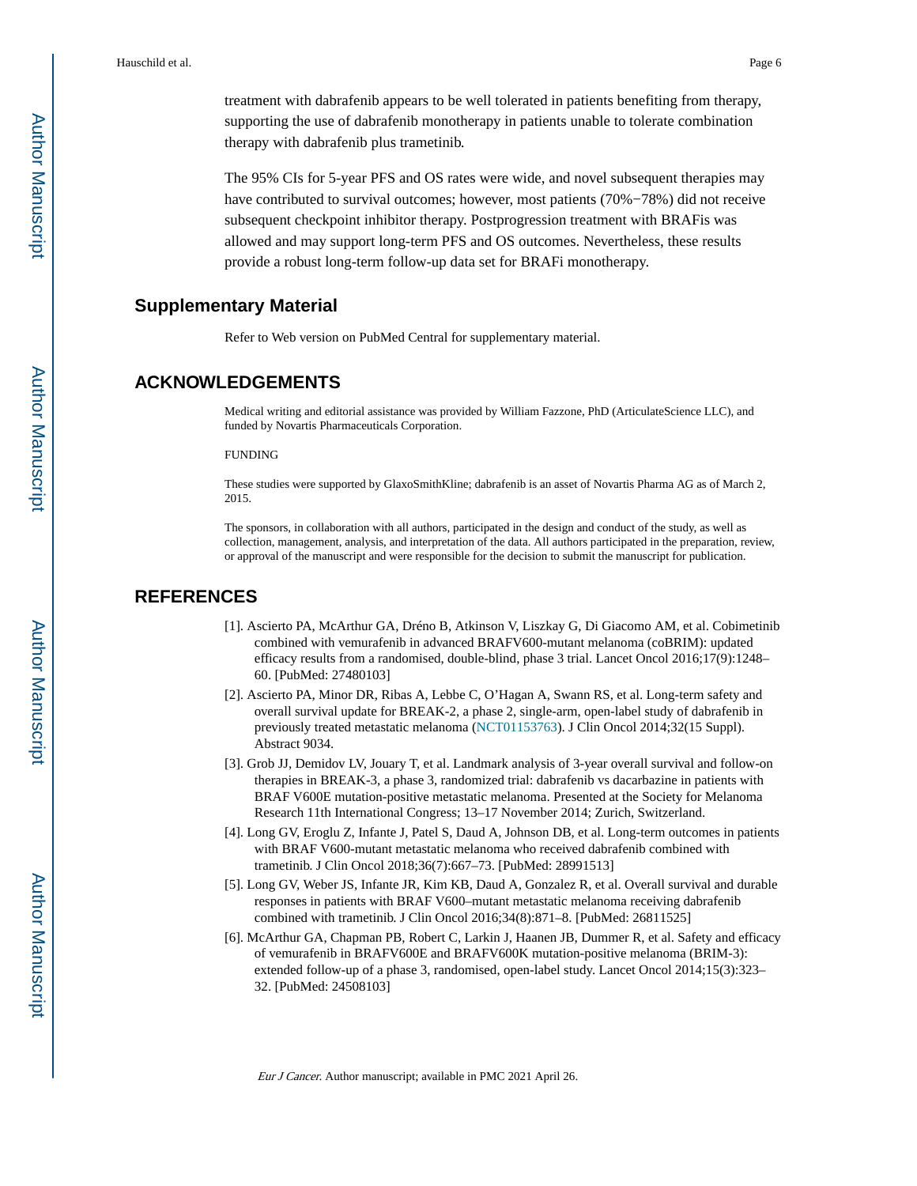treatment with dabrafenib appears to be well tolerated in patients benefiting from therapy, supporting the use of dabrafenib monotherapy in patients unable to tolerate combination therapy with dabrafenib plus trametinib.

The 95% CIs for 5-year PFS and OS rates were wide, and novel subsequent therapies may have contributed to survival outcomes; however, most patients (70%−78%) did not receive subsequent checkpoint inhibitor therapy. Postprogression treatment with BRAFis was allowed and may support long-term PFS and OS outcomes. Nevertheless, these results provide a robust long-term follow-up data set for BRAFi monotherapy.

## Supplementary Material

Refer to Web version on PubMed Central for supplementary material.

## ACKNOWLEDGEMENTS

Medical writing and editorial assistance was provided by William Fazzone, PhD (ArticulateScience LLC), and funded by Novartis Pharmaceuticals Corporation.

FUNDING

These studies were supported by GlaxoSmithKline; dabrafenib is an asset of Novartis Pharma AG as of March 2, 2015.

The sponsors, in collaboration with all authors, participated in the design and conduct of the study, as well as collection, management, analysis, and interpretation of the data. All authors participated in the preparation, review, or approval of the manuscript and were responsible for the decision to submit the manuscript for publication.

## REFERENCES

[1]. Ascierto PA, McArthur GA, Dréno B, Atkinson V, Liszkay G, Di Giacomo AM, et al. Cobimetinib combined with vemurafenib in advanced BRAFV600-mutant melanoma (coBRIM): updated efficacy results from a randomised, double-blind, phase 3 trial. Lancet Oncol 2016;17(9):1248–60. [PubMed: 27480103]

[2]. Ascierto PA, Minor DR, Ribas A, Lebbe C, O'Hagan A, Swann RS, et al. Long-term safety and overall survival update for BREAK-2, a phase 2, single-arm, open-label study of dabrafenib in previously treated metastatic melanoma (NCT01153763). J Clin Oncol 2014;32(15 Suppl). Abstract 9034.

[3]. Grob JJ, Demidov LV, Jouary T, et al. Landmark analysis of 3-year overall survival and follow-on therapies in BREAK-3, a phase 3, randomized trial: dabrafenib vs dacarbazine in patients with BRAF V600E mutation-positive metastatic melanoma. Presented at the Society for Melanoma Research 11th International Congress; 13–17 November 2014; Zurich, Switzerland.

[4]. Long GV, Eroglu Z, Infante J, Patel S, Daud A, Johnson DB, et al. Long-term outcomes in patients with BRAF V600-mutant metastatic melanoma who received dabrafenib combined with trametinib. J Clin Oncol 2018;36(7):667–73. [PubMed: 28991513]

[5]. Long GV, Weber JS, Infante JR, Kim KB, Daud A, Gonzalez R, et al. Overall survival and durable responses in patients with BRAF V600–mutant metastatic melanoma receiving dabrafenib combined with trametinib. J Clin Oncol 2016;34(8):871–8. [PubMed: 26811525]

[6]. McArthur GA, Chapman PB, Robert C, Larkin J, Haanen JB, Dummer R, et al. Safety and efficacy of vemurafenib in BRAFV600E and BRAFV600K mutation-positive melanoma (BRIM-3): extended follow-up of a phase 3, randomised, open-label study. Lancet Oncol 2014;15(3):323–32. [PubMed: 24508103]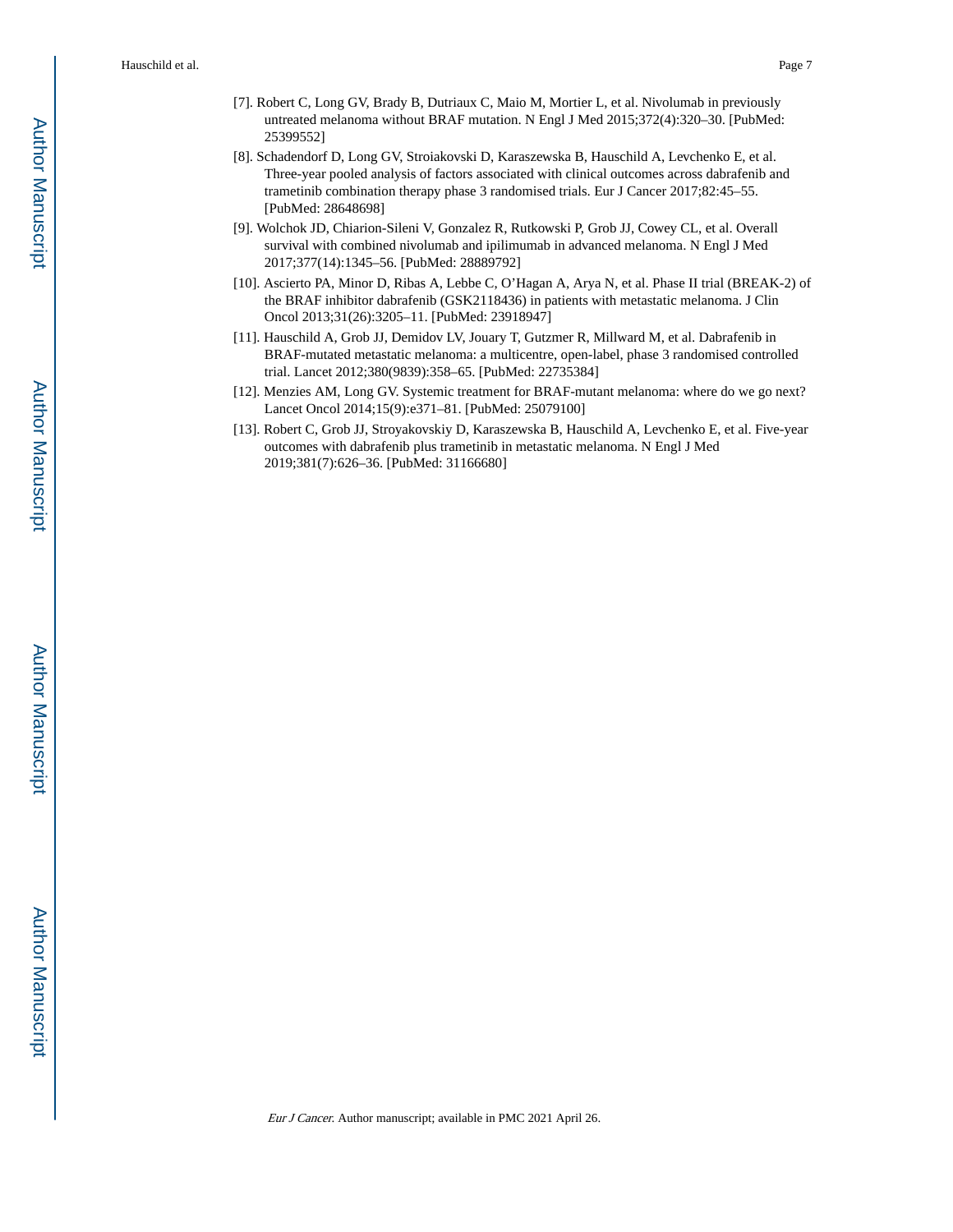[7]. Robert C, Long GV, Brady B, Dutriaux C, Maio M, Mortier L, et al. Nivolumab in previously untreated melanoma without BRAF mutation. N Engl J Med 2015;372(4):320–30. [PubMed: 25399552]

[8]. Schadendorf D, Long GV, Stroiakovski D, Karaszewska B, Hauschild A, Levchenko E, et al. Three-year pooled analysis of factors associated with clinical outcomes across dabrafenib and trametinib combination therapy phase 3 randomised trials. Eur J Cancer 2017;82:45–55. [PubMed: 28648698]

[9]. Wolchok JD, Chiarion-Sileni V, Gonzalez R, Rutkowski P, Grob JJ, Cowey CL, et al. Overall survival with combined nivolumab and ipilimumab in advanced melanoma. N Engl J Med 2017;377(14):1345–56. [PubMed: 28889792]

[10]. Ascierto PA, Minor D, Ribas A, Lebbe C, O'Hagan A, Arya N, et al. Phase II trial (BREAK-2) of the BRAF inhibitor dabrafenib (GSK2118436) in patients with metastatic melanoma. J Clin Oncol 2013;31(26):3205–11. [PubMed: 23918947]

[11]. Hauschild A, Grob JJ, Demidov LV, Jouary T, Gutzmer R, Millward M, et al. Dabrafenib in BRAF-mutated metastatic melanoma: a multicentre, open-label, phase 3 randomised controlled trial. Lancet 2012;380(9839):358–65. [PubMed: 22735384]

[12]. Menzies AM, Long GV. Systemic treatment for BRAF-mutant melanoma: where do we go next? Lancet Oncol 2014;15(9):e371–81. [PubMed: 25079100]

[13]. Robert C, Grob JJ, Stroyakovskiy D, Karaszewska B, Hauschild A, Levchenko E, et al. Five-year outcomes with dabrafenib plus trametinib in metastatic melanoma. N Engl J Med 2019;381(7):626–36. [PubMed: 31166680]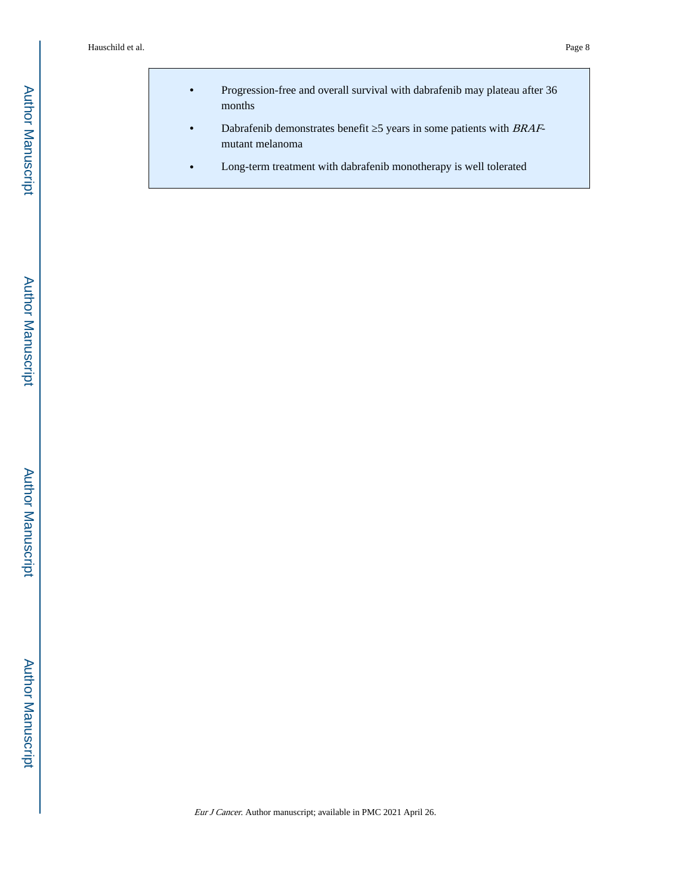- Progression-free and overall survival with dabrafenib may plateau after 36 months
- Dabrafenib demonstrates benefit ≥5 years in some patients with *BRAF*-mutant melanoma
- Long-term treatment with dabrafenib monotherapy is well tolerated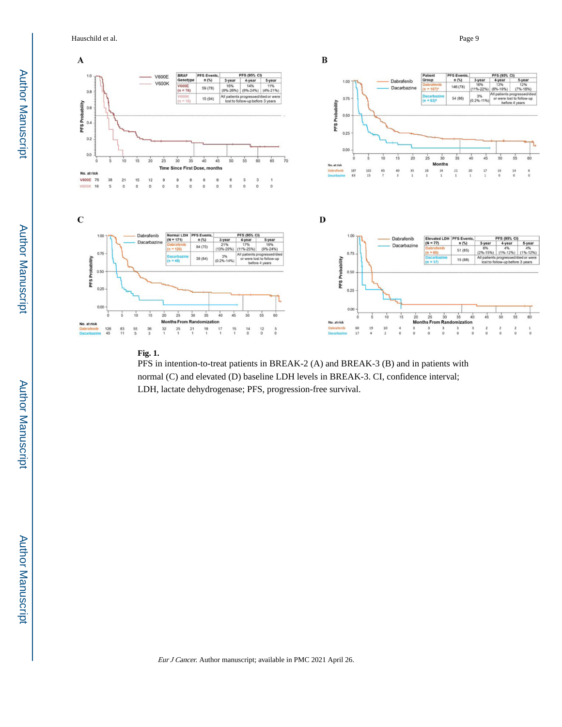**Fig. 1.**

PFS in intention-to-treat patients in BREAK-2 (A) and BREAK-3 (B) and in patients with normal (C) and elevated (D) baseline LDH levels in BREAK-3. CI, confidence interval; LDH, lactate dehydrogenase; PFS, progression-free survival.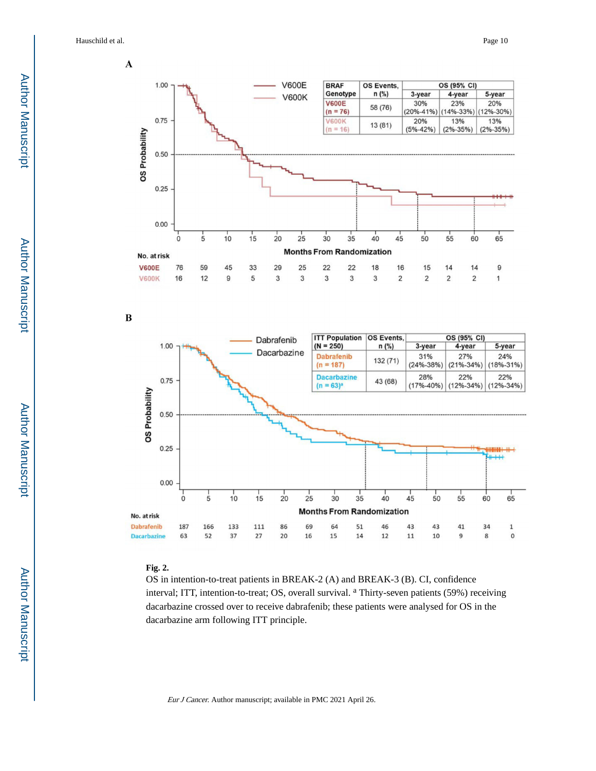**A**

| BRAF Genotype | OS Events, n (%) | OS (95% CI) 3-year | 4-year | 5-year |
|---|---|---|---|---|
| V600E (n = 76) | 58 (76) | 30% (20%-41%) | 23% (14%-33%) | 20% (12%-30%) |
| V600K (n = 16) | 13 (81) | 20% (5%-42%) | 13% (2%-35%) | 13% (2%-35%) |

No. at risk

| | 0 | 5 | 10 | 15 | 20 | 25 | 30 | 35 | 40 | 45 | 50 | 55 | 60 | 65 |
|---|---|---|---|---|---|---|---|---|---|---|---|---|---|---|
| V600E | 76 | 59 | 45 | 33 | 29 | 25 | 22 | 22 | 18 | 16 | 15 | 14 | 14 | 9 |
| V600K | 16 | 12 | 9 | 5 | 3 | 3 | 3 | 3 | 3 | 2 | 2 | 2 | 2 | 1 |

**B**

| ITT Population (N = 250) | OS Events, n (%) | OS (95% CI) 3-year | 4-year | 5-year |
|---|---|---|---|---|
| Dabrafenib (n = 187) | 132 (71) | 31% (24%-38%) | 27% (21%-34%) | 24% (18%-31%) |
| Dacarbazine (n = 63)[a] | 43 (68) | 28% (17%-40%) | 22% (12%-34%) | 22% (12%-34%) |

No. at risk

| | 0 | 5 | 10 | 15 | 20 | 25 | 30 | 35 | 40 | 45 | 50 | 55 | 60 | 65 |
|---|---|---|---|---|---|---|---|---|---|---|---|---|---|---|
| Dabrafenib | 187 | 166 | 133 | 111 | 86 | 69 | 64 | 51 | 46 | 43 | 43 | 41 | 34 | 1 |
| Dacarbazine | 63 | 52 | 37 | 27 | 20 | 16 | 15 | 14 | 12 | 11 | 10 | 9 | 8 | 0 |

**Fig. 2.**

OS in intention-to-treat patients in BREAK-2 (A) and BREAK-3 (B). CI, confidence interval; ITT, intention-to-treat; OS, overall survival. [a] Thirty-seven patients (59%) receiving dacarbazine crossed over to receive dabrafenib; these patients were analysed for OS in the dacarbazine arm following ITT principle.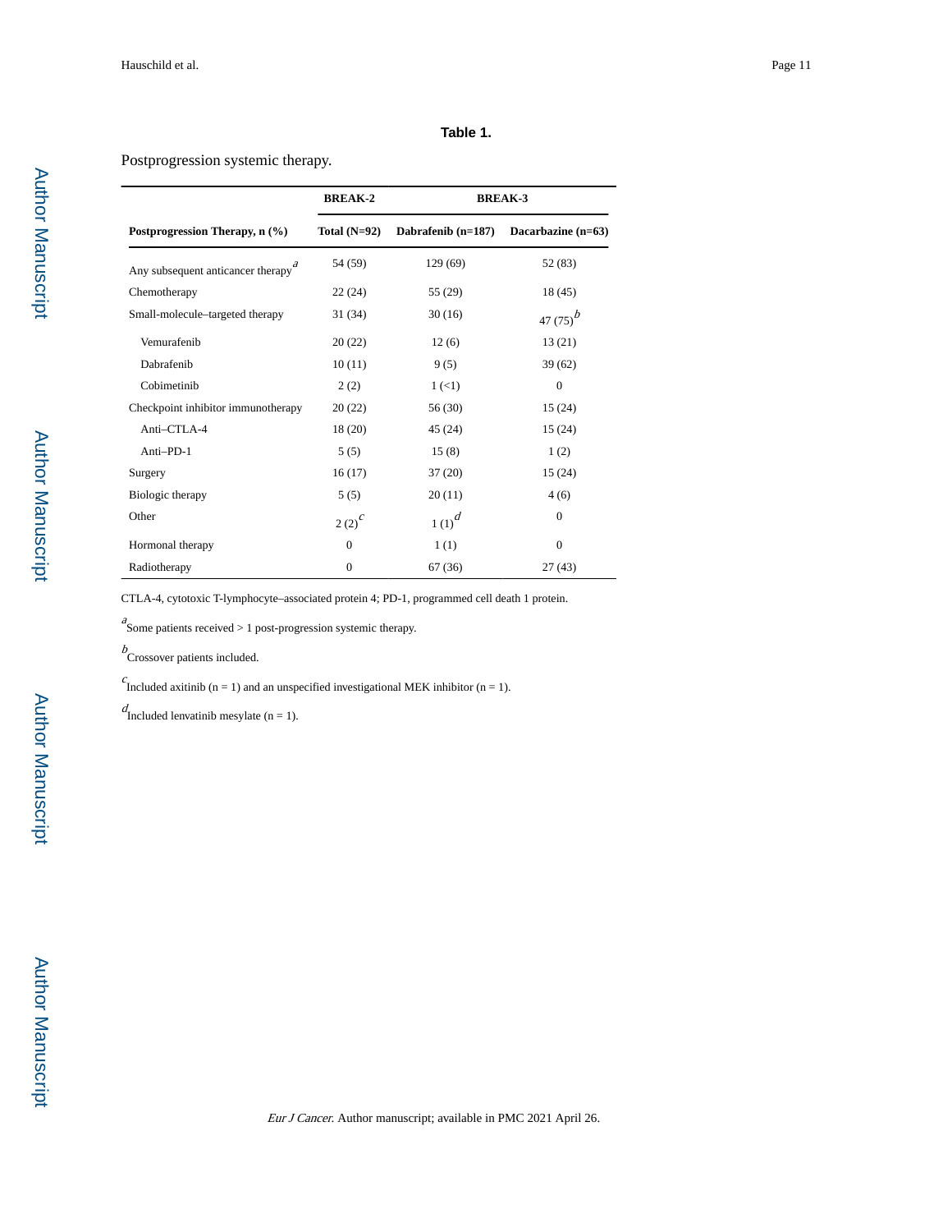**Table 1.**

Postprogression systemic therapy.

| | BREAK-2 | BREAK-3 | |
|---|---|---|---|
| Postprogression Therapy, n (%) | Total (N=92) | Dabrafenib (n=187) | Dacarbazine (n=63) |
| Any subsequent anticancer therapy[a] | 54 (59) | 129 (69) | 52 (83) |
| Chemotherapy | 22 (24) | 55 (29) | 18 (45) |
| Small-molecule–targeted therapy | 31 (34) | 30 (16) | 47 (75)[b] |
| Vemurafenib | 20 (22) | 12 (6) | 13 (21) |
| Dabrafenib | 10 (11) | 9 (5) | 39 (62) |
| Cobimetinib | 2 (2) | 1 (<1) | 0 |
| Checkpoint inhibitor immunotherapy | 20 (22) | 56 (30) | 15 (24) |
| Anti–CTLA-4 | 18 (20) | 45 (24) | 15 (24) |
| Anti–PD-1 | 5 (5) | 15 (8) | 1 (2) |
| Surgery | 16 (17) | 37 (20) | 15 (24) |
| Biologic therapy | 5 (5) | 20 (11) | 4 (6) |
| Other | 2 (2)[c] | 1 (1)[d] | 0 |
| Hormonal therapy | 0 | 1 (1) | 0 |
| Radiotherapy | 0 | 67 (36) | 27 (43) |

CTLA-4, cytotoxic T-lymphocyte–associated protein 4; PD-1, programmed cell death 1 protein.

[a] Some patients received > 1 post-progression systemic therapy.

[b] Crossover patients included.

[c] Included axitinib (n = 1) and an unspecified investigational MEK inhibitor (n = 1).

[d] Included lenvatinib mesylate (n = 1).